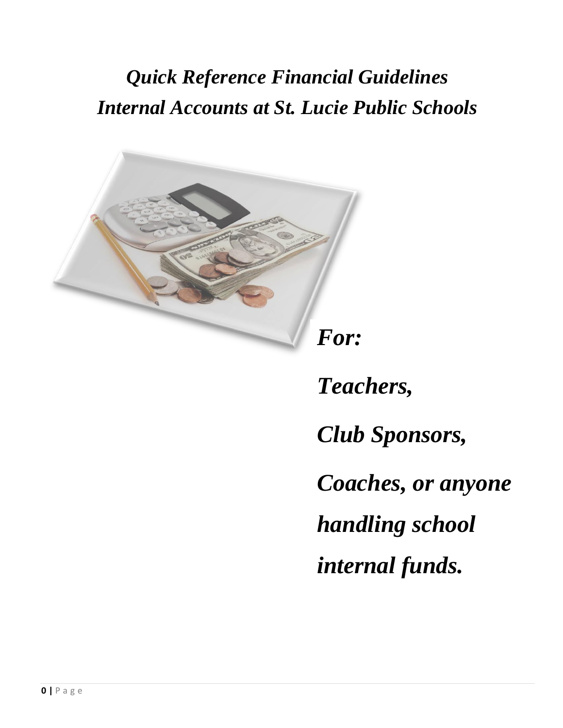# *Quick Reference Financial Guidelines*
# *Internal Accounts at St. Lucie Public Schools*

***For:***

***Teachers,***

***Club Sponsors,***

***Coaches, or anyone handling school internal funds.***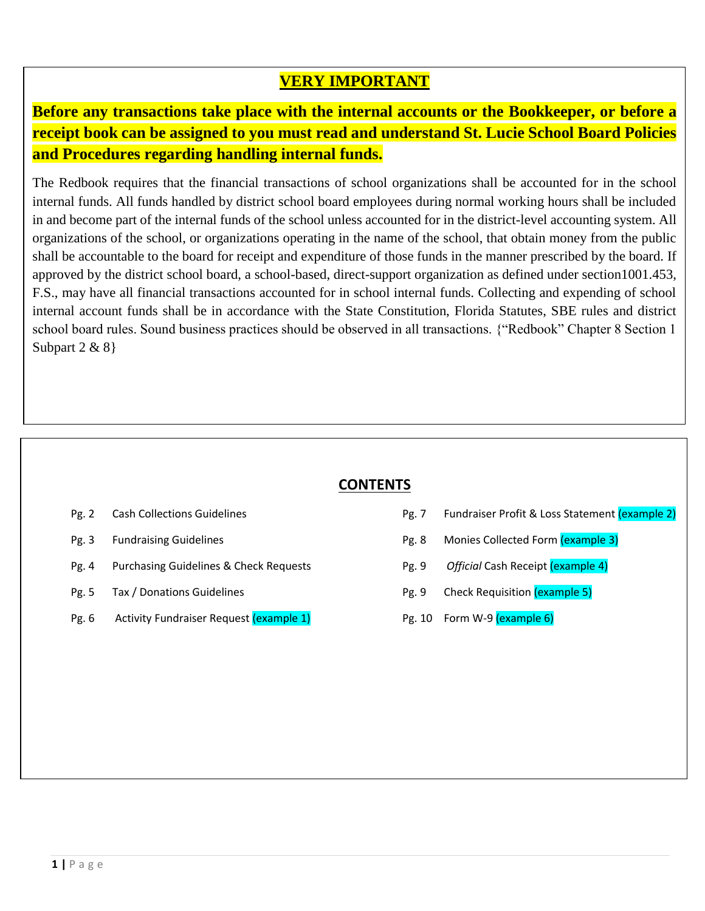# VERY IMPORTANT

**Before any transactions take place with the internal accounts or the Bookkeeper, or before a receipt book can be assigned to you must read and understand St. Lucie School Board Policies and Procedures regarding handling internal funds.**

The Redbook requires that the financial transactions of school organizations shall be accounted for in the school internal funds. All funds handled by district school board employees during normal working hours shall be included in and become part of the internal funds of the school unless accounted for in the district-level accounting system. All organizations of the school, or organizations operating in the name of the school, that obtain money from the public shall be accountable to the board for receipt and expenditure of those funds in the manner prescribed by the board. If approved by the district school board, a school-based, direct-support organization as defined under section1001.453, F.S., may have all financial transactions accounted for in school internal funds. Collecting and expending of school internal account funds shall be in accordance with the State Constitution, Florida Statutes, SBE rules and district school board rules. Sound business practices should be observed in all transactions. {"Redbook" Chapter 8 Section 1 Subpart 2 & 8}

## CONTENTS

| | |
|---|---|
| Pg. 2 | Cash Collections Guidelines |
| Pg. 3 | Fundraising Guidelines |
| Pg. 4 | Purchasing Guidelines & Check Requests |
| Pg. 5 | Tax / Donations Guidelines |
| Pg. 6 | Activity Fundraiser Request (example 1) |
| Pg. 7 | Fundraiser Profit & Loss Statement (example 2) |
| Pg. 8 | Monies Collected Form (example 3) |
| Pg. 9 | *Official* Cash Receipt (example 4) |
| Pg. 9 | Check Requisition (example 5) |
| Pg. 10 | Form W-9 (example 6) |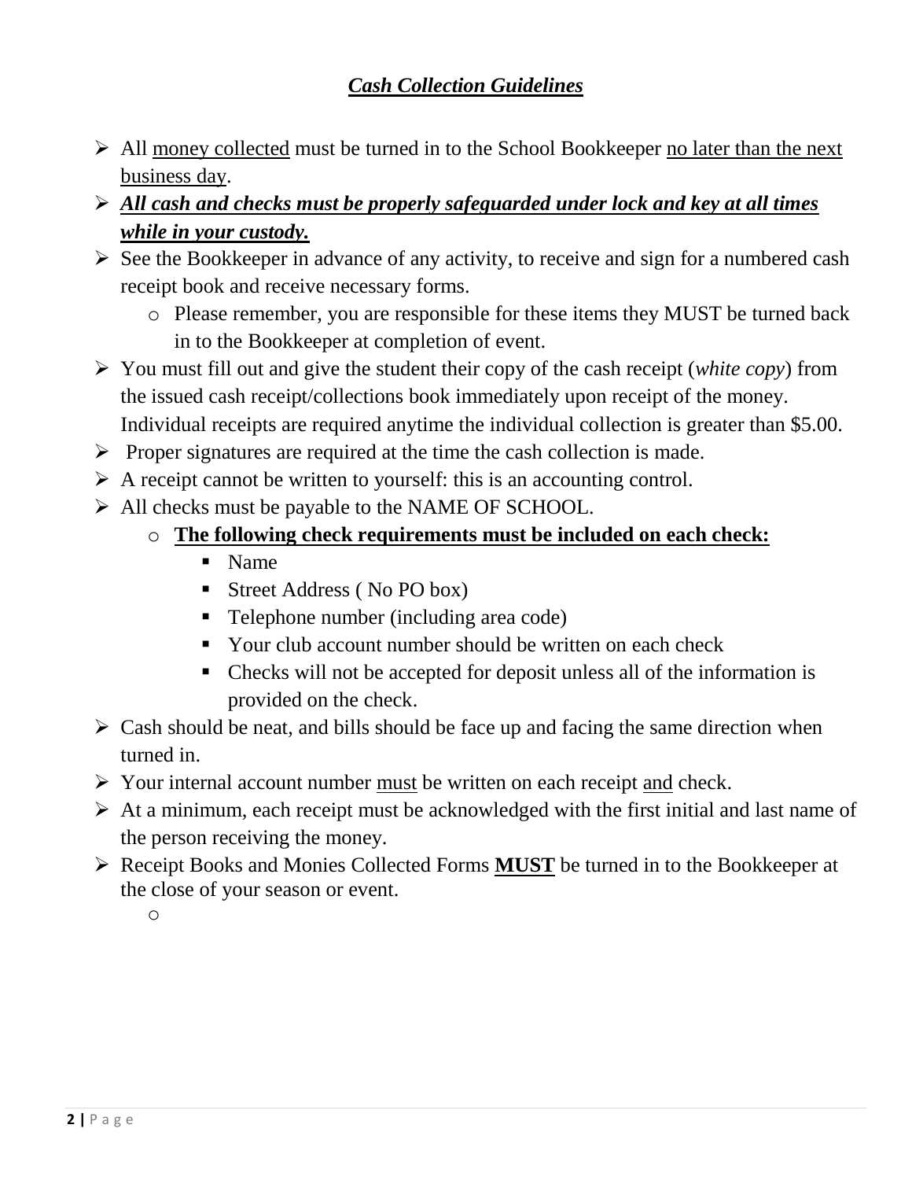# ***Cash Collection Guidelines***

- All <u>money collected</u> must be turned in to the School Bookkeeper <u>no later than the next business day</u>.
- ***<u>All cash and checks must be properly safeguarded under lock and key at all times while in your custody.</u>***
- See the Bookkeeper in advance of any activity, to receive and sign for a numbered cash receipt book and receive necessary forms.
  - Please remember, you are responsible for these items they MUST be turned back in to the Bookkeeper at completion of event.
- You must fill out and give the student their copy of the cash receipt (*white copy*) from the issued cash receipt/collections book immediately upon receipt of the money. Individual receipts are required anytime the individual collection is greater than $5.00.
- Proper signatures are required at the time the cash collection is made.
- A receipt cannot be written to yourself: this is an accounting control.
- All checks must be payable to the NAME OF SCHOOL.
  - **<u>The following check requirements must be included on each check:</u>**
    - Name
    - Street Address ( No PO box)
    - Telephone number (including area code)
    - Your club account number should be written on each check
    - Checks will not be accepted for deposit unless all of the information is provided on the check.
- Cash should be neat, and bills should be face up and facing the same direction when turned in.
- Your internal account number <u>must</u> be written on each receipt <u>and</u> check.
- At a minimum, each receipt must be acknowledged with the first initial and last name of the person receiving the money.
- Receipt Books and Monies Collected Forms **<u>MUST</u>** be turned in to the Bookkeeper at the close of your season or event.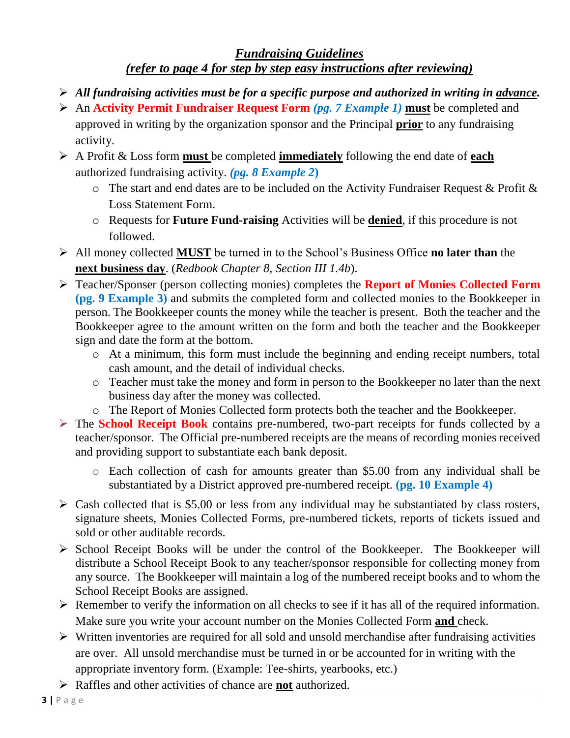# ***Fundraising Guidelines***

## ***(refer to page 4 for step by step easy instructions after reviewing)***

- ***All fundraising activities must be for a specific purpose and authorized in writing in advance.***
- An **Activity Permit Fundraiser Request Form** ***(pg. 7 Example 1)*** **must** be completed and approved in writing by the organization sponsor and the Principal **prior** to any fundraising activity.
- A Profit & Loss form **must** be completed **immediately** following the end date of **each** authorized fundraising activity. ***(pg. 8 Example 2)***
  - The start and end dates are to be included on the Activity Fundraiser Request & Profit & Loss Statement Form.
  - Requests for **Future Fund-raising** Activities will be **denied**, if this procedure is not followed.
- All money collected **MUST** be turned in to the School's Business Office **no later than** the **next business day**. (*Redbook Chapter 8, Section III 1.4b*).
- Teacher/Sponser (person collecting monies) completes the **Report of Monies Collected Form** **(pg. 9 Example 3)** and submits the completed form and collected monies to the Bookkeeper in person. The Bookkeeper counts the money while the teacher is present. Both the teacher and the Bookkeeper agree to the amount written on the form and both the teacher and the Bookkeeper sign and date the form at the bottom.
  - At a minimum, this form must include the beginning and ending receipt numbers, total cash amount, and the detail of individual checks.
  - Teacher must take the money and form in person to the Bookkeeper no later than the next business day after the money was collected.
  - The Report of Monies Collected form protects both the teacher and the Bookkeeper.
- The **School Receipt Book** contains pre-numbered, two-part receipts for funds collected by a teacher/sponsor. The Official pre-numbered receipts are the means of recording monies received and providing support to substantiate each bank deposit.
  - Each collection of cash for amounts greater than $5.00 from any individual shall be substantiated by a District approved pre-numbered receipt. **(pg. 10 Example 4)**
- Cash collected that is $5.00 or less from any individual may be substantiated by class rosters, signature sheets, Monies Collected Forms, pre-numbered tickets, reports of tickets issued and sold or other auditable records.
- School Receipt Books will be under the control of the Bookkeeper. The Bookkeeper will distribute a School Receipt Book to any teacher/sponsor responsible for collecting money from any source. The Bookkeeper will maintain a log of the numbered receipt books and to whom the School Receipt Books are assigned.
- Remember to verify the information on all checks to see if it has all of the required information. Make sure you write your account number on the Monies Collected Form **and** check.
- Written inventories are required for all sold and unsold merchandise after fundraising activities are over. All unsold merchandise must be turned in or be accounted for in writing with the appropriate inventory form. (Example: Tee-shirts, yearbooks, etc.)
- Raffles and other activities of chance are **not** authorized.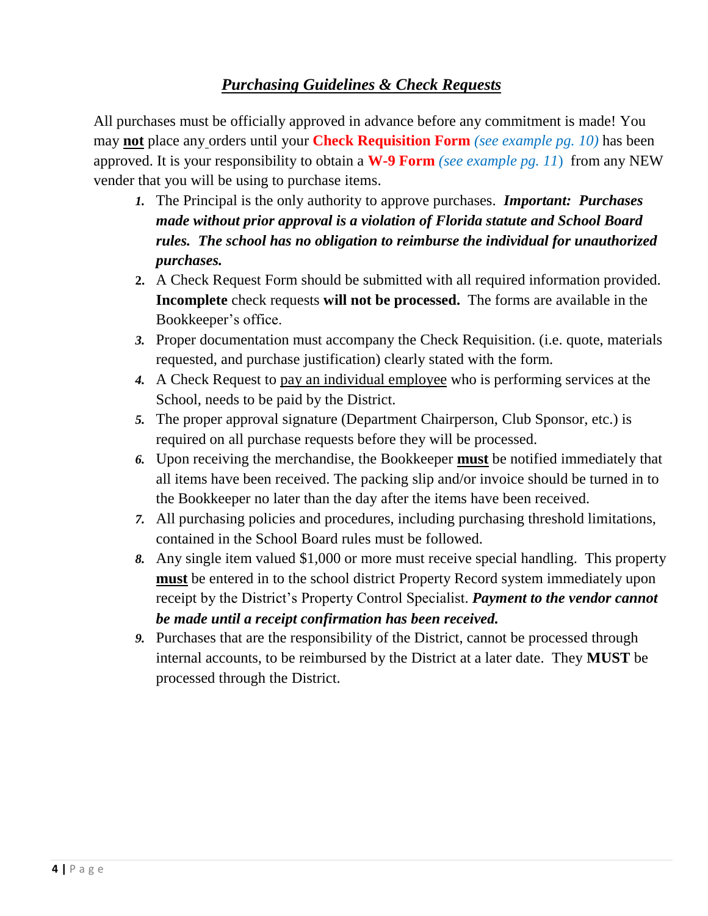## ***Purchasing Guidelines & Check Requests***

All purchases must be officially approved in advance before any commitment is made! You may **not** place any orders until your **Check Requisition Form** *(see example pg. 10)* has been approved. It is your responsibility to obtain a **W-9 Form** *(see example pg. 11)* from any NEW vender that you will be using to purchase items.

1. The Principal is the only authority to approve purchases. ***Important: Purchases made without prior approval is a violation of Florida statute and School Board rules. The school has no obligation to reimburse the individual for unauthorized purchases.***
2. A Check Request Form should be submitted with all required information provided. **Incomplete** check requests **will not be processed.** The forms are available in the Bookkeeper's office.
3. Proper documentation must accompany the Check Requisition. (i.e. quote, materials requested, and purchase justification) clearly stated with the form.
4. A Check Request to pay an individual employee who is performing services at the School, needs to be paid by the District.
5. The proper approval signature (Department Chairperson, Club Sponsor, etc.) is required on all purchase requests before they will be processed.
6. Upon receiving the merchandise, the Bookkeeper **must** be notified immediately that all items have been received. The packing slip and/or invoice should be turned in to the Bookkeeper no later than the day after the items have been received.
7. All purchasing policies and procedures, including purchasing threshold limitations, contained in the School Board rules must be followed.
8. Any single item valued $1,000 or more must receive special handling. This property **must** be entered in to the school district Property Record system immediately upon receipt by the District's Property Control Specialist. ***Payment to the vendor cannot be made until a receipt confirmation has been received.***
9. Purchases that are the responsibility of the District, cannot be processed through internal accounts, to be reimbursed by the District at a later date. They **MUST** be processed through the District.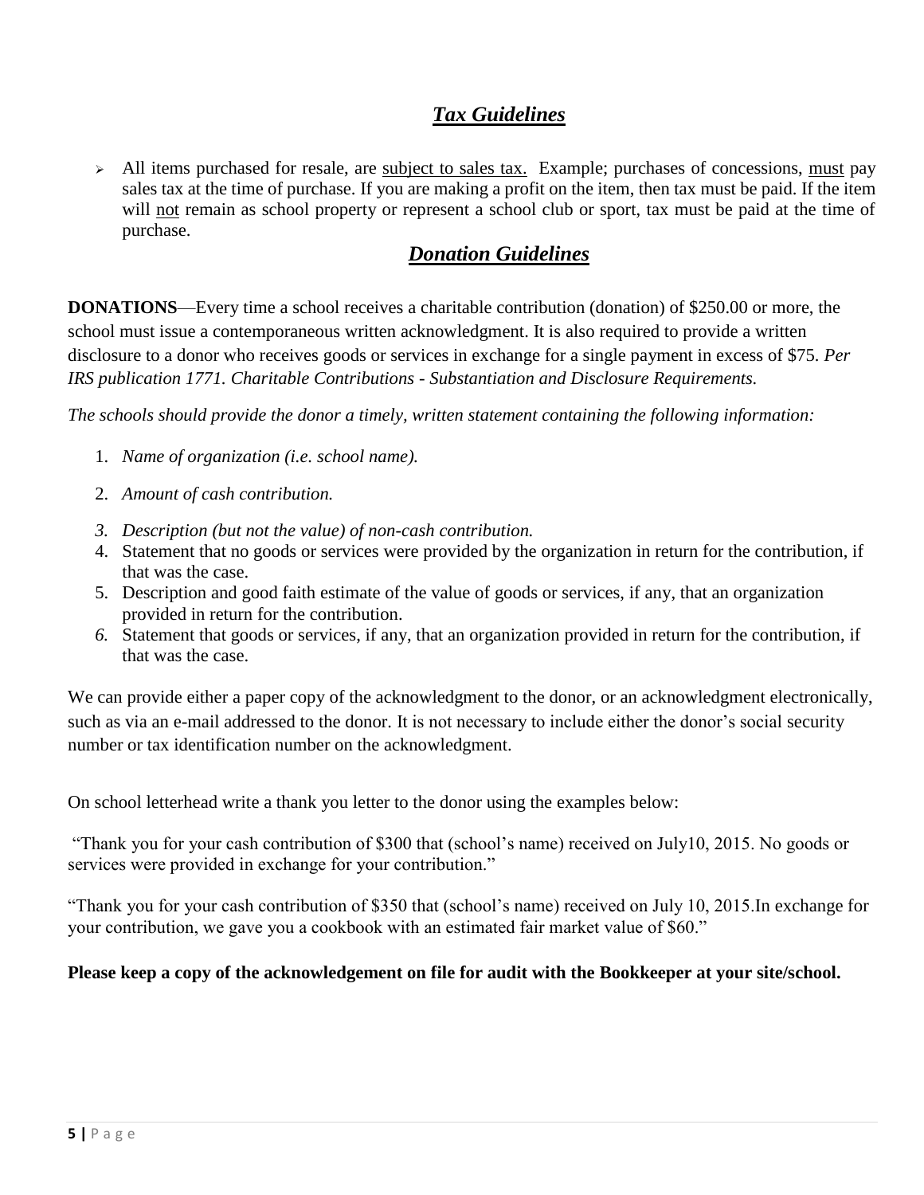## ***Tax Guidelines***

- All items purchased for resale, are <u>subject to sales tax.</u> Example; purchases of concessions, <u>must</u> pay sales tax at the time of purchase. If you are making a profit on the item, then tax must be paid. If the item will <u>not</u> remain as school property or represent a school club or sport, tax must be paid at the time of purchase.

## ***Donation Guidelines***

**DONATIONS**—Every time a school receives a charitable contribution (donation) of $250.00 or more, the school must issue a contemporaneous written acknowledgment. It is also required to provide a written disclosure to a donor who receives goods or services in exchange for a single payment in excess of $75. *Per IRS publication 1771. Charitable Contributions - Substantiation and Disclosure Requirements.*

*The schools should provide the donor a timely, written statement containing the following information:*

1. *Name of organization (i.e. school name).*
2. *Amount of cash contribution.*
3. *Description (but not the value) of non-cash contribution.*
4. Statement that no goods or services were provided by the organization in return for the contribution, if that was the case.
5. Description and good faith estimate of the value of goods or services, if any, that an organization provided in return for the contribution.
6. Statement that goods or services, if any, that an organization provided in return for the contribution, if that was the case.

We can provide either a paper copy of the acknowledgment to the donor, or an acknowledgment electronically, such as via an e-mail addressed to the donor. It is not necessary to include either the donor's social security number or tax identification number on the acknowledgment.

On school letterhead write a thank you letter to the donor using the examples below:

"Thank you for your cash contribution of $300 that (school's name) received on July10, 2015. No goods or services were provided in exchange for your contribution."

"Thank you for your cash contribution of $350 that (school's name) received on July 10, 2015.In exchange for your contribution, we gave you a cookbook with an estimated fair market value of $60."

**Please keep a copy of the acknowledgement on file for audit with the Bookkeeper at your site/school.**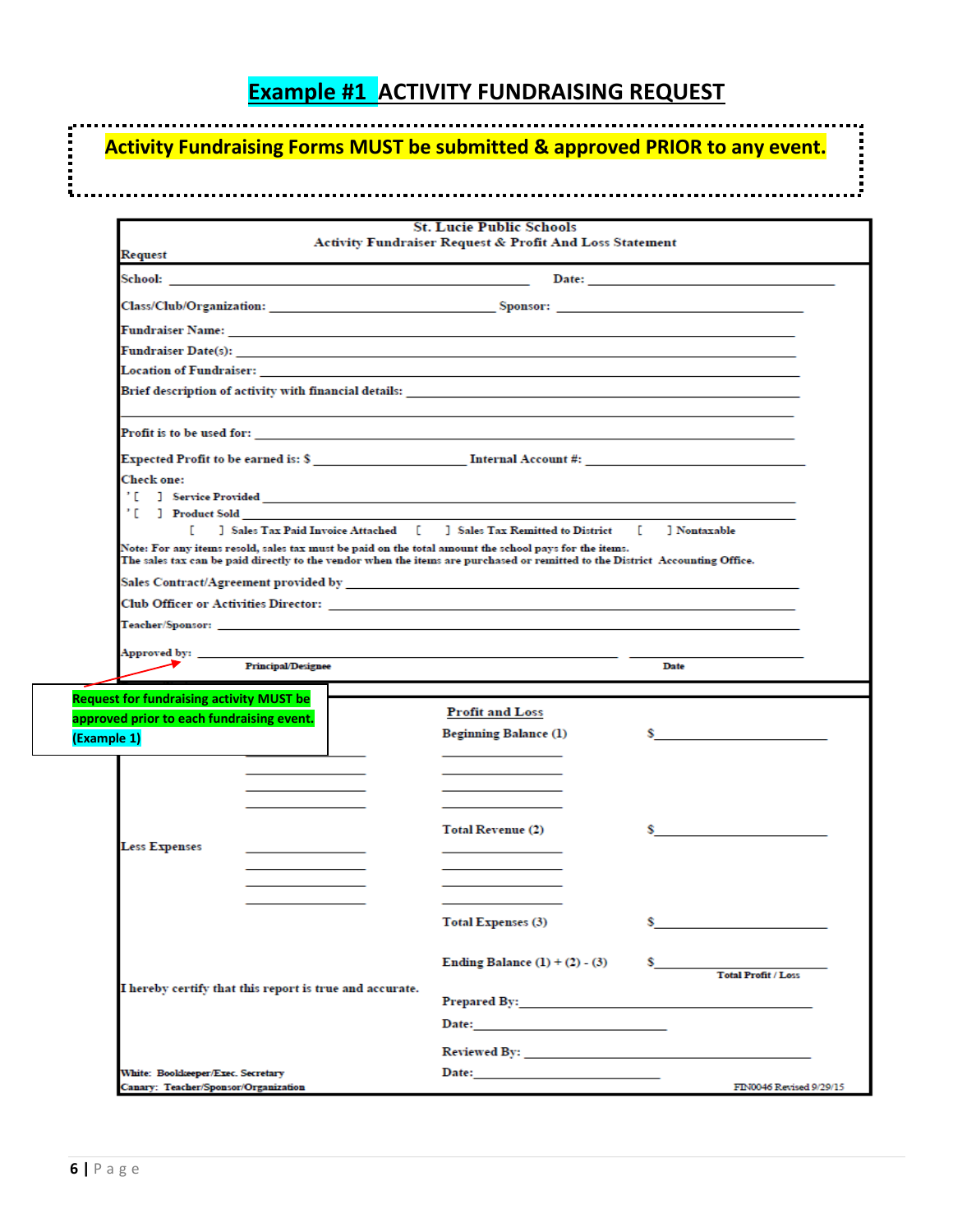# Example #1 ACTIVITY FUNDRAISING REQUEST

**Activity Fundraising Forms MUST be submitted & approved PRIOR to any event.**

St. Lucie Public Schools
Activity Fundraiser Request & Profit And Loss Statement

Request

School: ______________________________ Date: ______________________

Class/Club/Organization: ______________________ Sponsor: ______________________

Fundraiser Name: ______________________________________________

Fundraiser Date(s): ______________________________________________

Location of Fundraiser: ______________________________________________

Brief description of activity with financial details: ______________________________________________

______________________________________________

Profit is to be used for: ______________________________________________

Expected Profit to be earned is: $ ______________ Internal Account #: ______________

Check one:

[ ] Service Provided ______________________________________________

[ ] Product Sold ______________________________________________

[ ] Sales Tax Paid Invoice Attached [ ] Sales Tax Remitted to District [ ] Nontaxable

Note: For any items resold, sales tax must be paid on the total amount the school pays for the items.
The sales tax can be paid directly to the vendor when the items are purchased or remitted to the District Accounting Office.

Sales Contract/Agreement provided by ______________________________________________

Club Officer or Activities Director: ______________________________________________

Teacher/Sponsor: ______________________________________________

Approved by: ______________________________ ______________
Principal/Designee Date

**Request for fundraising activity MUST be approved prior to each fundraising event. (Example 1)**

Profit and Loss

Beginning Balance (1) $______________

Total Revenue (2) $______________

Less Expenses

Total Expenses (3) $______________

Ending Balance (1) + (2) - (3) $______________
Total Profit / Loss

I hereby certify that this report is true and accurate.

Prepared By: ______________________

Date: ______________________

Reviewed By: ______________________

Date: ______________________

White: Bookkeeper/Exec. Secretary
Canary: Teacher/Sponsor/Organization

FIN0046 Revised 9/29/15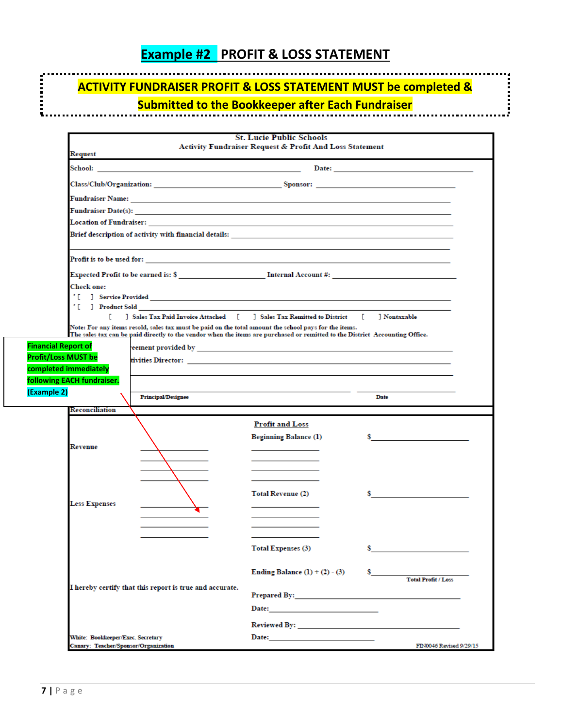# Example #2 PROFIT & LOSS STATEMENT

**ACTIVITY FUNDRAISER PROFIT & LOSS STATEMENT MUST be completed & Submitted to the Bookkeeper after Each Fundraiser**

**St. Lucie Public Schools**
**Activity Fundraiser Request & Profit And Loss Statement**

**Request**

School: ____________________ Date: ____________________

Class/Club/Organization: ____________________ Sponsor: ____________________

Fundraiser Name: ____________________

Fundraiser Date(s): ____________________

Location of Fundraiser: ____________________

Brief description of activity with financial details: ____________________

____________________

Profit is to be used for: ____________________

Expected Profit to be earned is: $ ____________ Internal Account #: ____________

Check one:

[ ] Service Provided ____________________

[ ] Product Sold ____________________

[ ] Sales Tax Paid Invoice Attached [ ] Sales Tax Remitted to District [ ] Nontaxable

Note: For any items resold, sales tax must be paid on the total amount the school pays for the items. The sales tax can be paid directly to the vendor when the items are purchased or remitted to the District Accounting Office.

**Financial Report of Profit/Loss MUST be completed immediately following EACH fundraiser. (Example 2)**

...eement provided by ____________________

...tivities Director: ____________________

____________________

Principal/Designee ____________ Date ____________

**Reconciliation**

**Profit and Loss**

| | | | |
|---|---|---|---|
| | | Beginning Balance (1) | $__________ |
| Revenue | __________ | __________ | |
| | __________ | __________ | |
| | __________ | __________ | |
| | __________ | __________ | |
| | | Total Revenue (2) | $__________ |
| Less Expenses | __________ | __________ | |
| | __________ | __________ | |
| | __________ | __________ | |
| | __________ | __________ | |
| | | Total Expenses (3) | $__________ |
| | | Ending Balance (1) + (2) - (3) | $__________ Total Profit / Loss |

I hereby certify that this report is true and accurate.

Prepared By: ____________________

Date: ____________________

Reviewed By: ____________________

Date: ____________________

White: Bookkeeper/Exec. Secretary
Canary: Teacher/Sponsor/Organization

FIN0046 Revised 9/29/15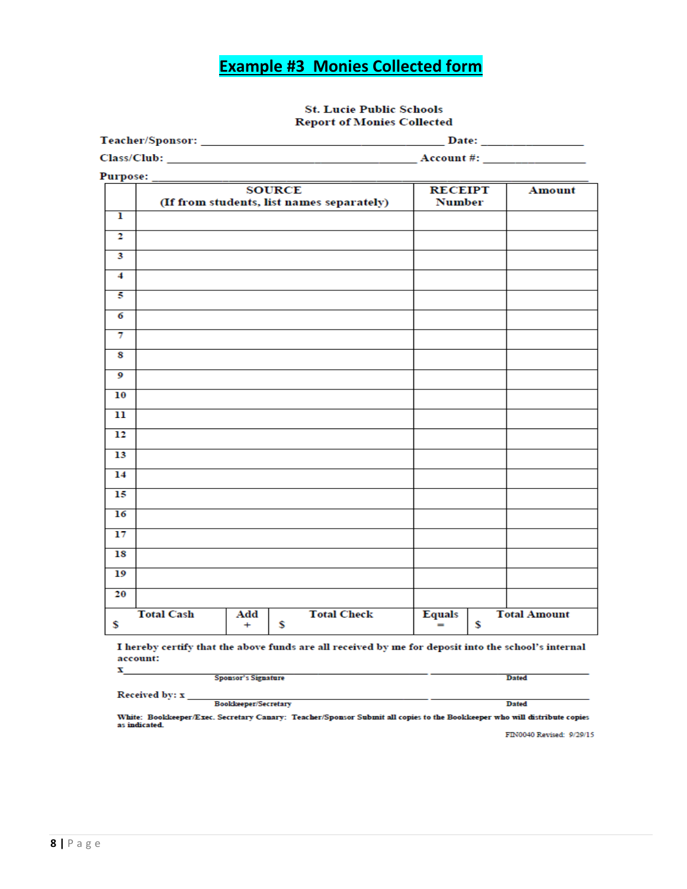# Example #3 Monies Collected form

**St. Lucie Public Schools**
**Report of Monies Collected**

**Teacher/Sponsor:** ______________________________ **Date:** ______________

**Class/Club:** ______________________________ **Account #:** ______________

**Purpose:** ______________________________________________

| | SOURCE (If from students, list names separately) | | RECEIPT Number | | Amount |
|---|---|---|---|---|---|
| 1 | | | | | |
| 2 | | | | | |
| 3 | | | | | |
| 4 | | | | | |
| 5 | | | | | |
| 6 | | | | | |
| 7 | | | | | |
| 8 | | | | | |
| 9 | | | | | |
| 10 | | | | | |
| 11 | | | | | |
| 12 | | | | | |
| 13 | | | | | |
| 14 | | | | | |
| 15 | | | | | |
| 16 | | | | | |
| 17 | | | | | |
| 18 | | | | | |
| 19 | | | | | |
| 20 | | | | | |
| Total Cash $ | | Add + | Total Check $ | Equals = | Total Amount $ |

**I hereby certify that the above funds are all received by me for deposit into the school's internal account:**

x______________________________ ______________
Sponsor's Signature Dated

Received by: x______________________________ ______________
Bookkeeper/Secretary Dated

White: Bookkeeper/Exec. Secretary Canary: Teacher/Sponsor Submit all copies to the Bookkeeper who will distribute copies as indicated.

FIN0040 Revised: 9/29/15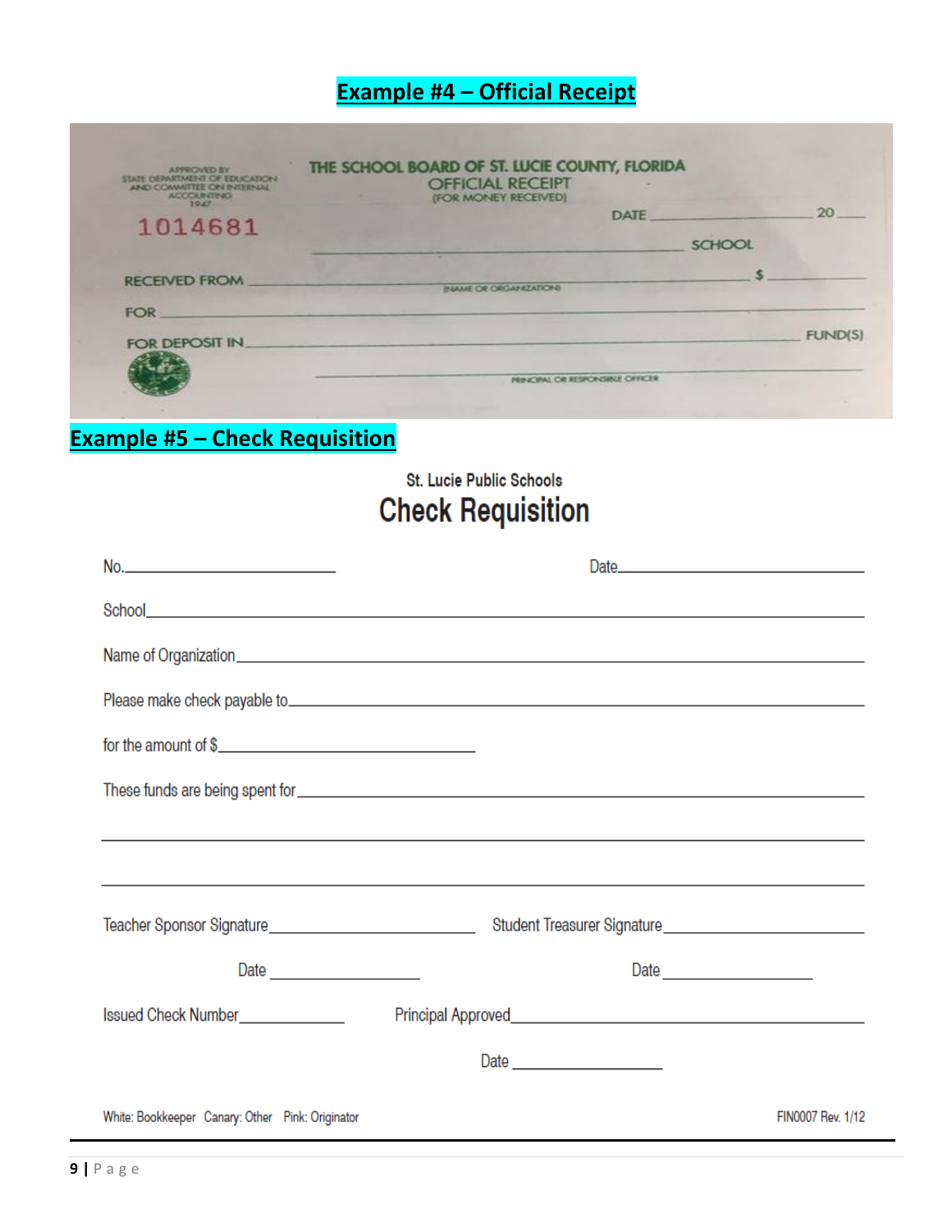## Example #4 – Official Receipt

APPROVED BY STATE DEPARTMENT OF EDUCATION AND COMMITTEE ON INTERNAL ACCOUNTING 1947

1014681

THE SCHOOL BOARD OF ST. LUCIE COUNTY, FLORIDA
OFFICIAL RECEIPT
(FOR MONEY RECEIVED)

DATE ____________________ 20 ____

____________________ SCHOOL

RECEIVED FROM ____________________ $ ____________
(NAME OR ORGANIZATION)

FOR ____________________

FOR DEPOSIT IN ____________________ FUND(S)

____________________
PRINCIPAL OR RESPONSIBLE OFFICER

## Example #5 – Check Requisition

St. Lucie Public Schools

# Check Requisition

No.____________________ Date____________________

School____________________

Name of Organization____________________

Please make check payable to____________________

for the amount of $____________________

These funds are being spent for____________________

____________________

____________________

Teacher Sponsor Signature____________________ Student Treasurer Signature____________________

Date ____________ Date ____________

Issued Check Number____________ Principal Approved____________________

Date ____________

White: Bookkeeper Canary: Other Pink: Originator

FIN0007 Rev. 1/12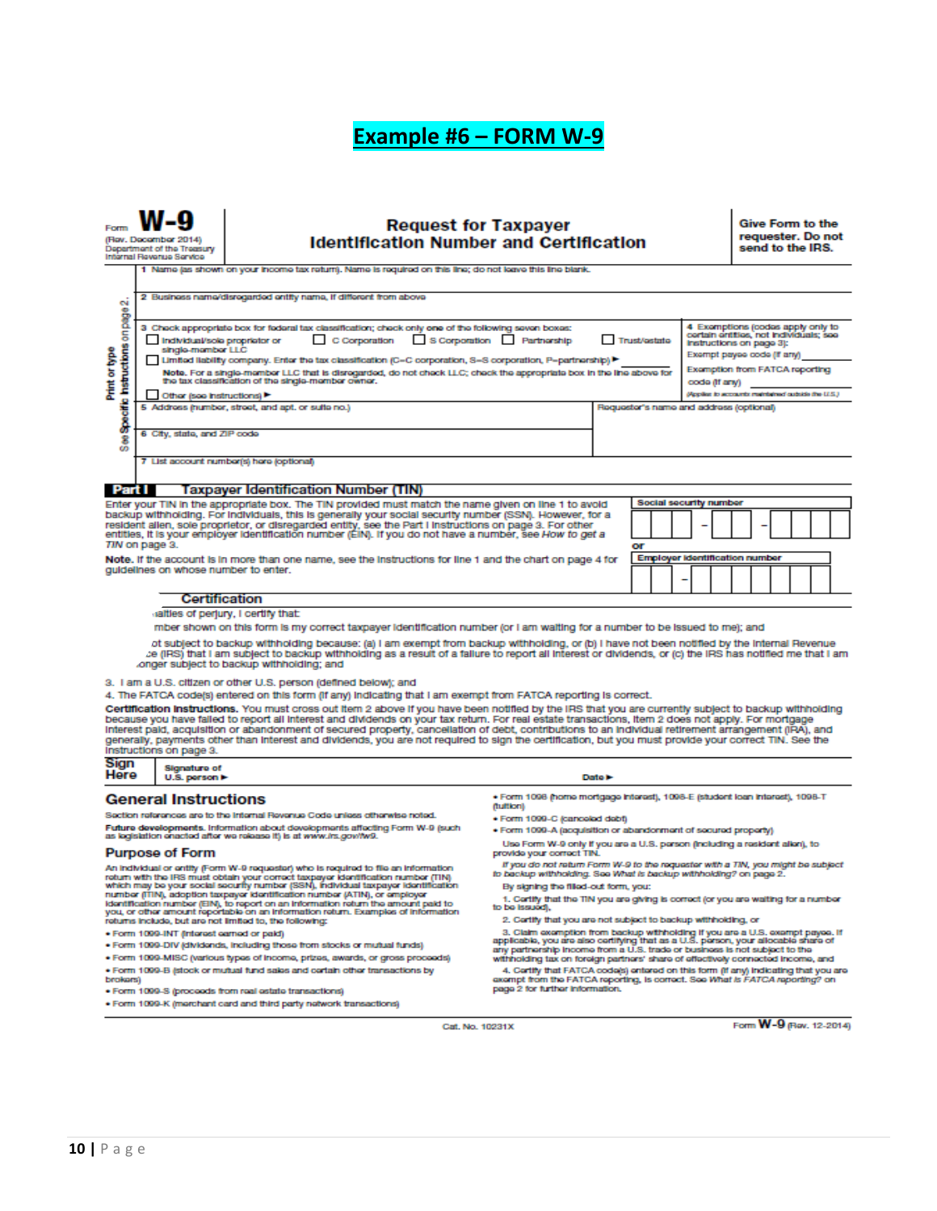# Example #6 – FORM W-9

Form **W-9**
(Rev. December 2014)
Department of the Treasury
Internal Revenue Service

## Request for Taxpayer Identification Number and Certification

**Give Form to the requester. Do not send to the IRS.**

Print or type
See Specific Instructions on page 2.

1 Name (as shown on your income tax return). Name is required on this line; do not leave this line blank.

2 Business name/disregarded entity name, if different from above

3 Check appropriate box for federal tax classification; check only **one** of the following seven boxes:
☐ Individual/sole proprietor or single-member LLC ☐ C Corporation ☐ S Corporation ☐ Partnership ☐ Trust/estate
☐ Limited liability company. Enter the tax classification (C=C corporation, S=S corporation, P=partnership) ▶
**Note.** For a single-member LLC that is disregarded, do not check LLC; check the appropriate box in the line above for the tax classification of the single-member owner.
☐ Other (see instructions) ▶

4 Exemptions (codes apply only to certain entities, not individuals; see instructions on page 3):
Exempt payee code (if any)
Exemption from FATCA reporting code (if any)
(Applies to accounts maintained outside the U.S.)

5 Address (number, street, and apt. or suite no.)

Requester's name and address (optional)

6 City, state, and ZIP code

7 List account number(s) here (optional)

**Part I** **Taxpayer Identification Number (TIN)**

Enter your TIN in the appropriate box. The TIN provided must match the name given on line 1 to avoid backup withholding. For individuals, this is generally your social security number (SSN). However, for a resident alien, sole proprietor, or disregarded entity, see the Part I instructions on page 3. For other entities, it is your employer identification number (EIN). If you do not have a number, see *How to get a TIN* on page 3.

**Note.** If the account is in more than one name, see the instructions for line 1 and the chart on page 4 for guidelines on whose number to enter.

**Social security number**
☐☐☐ – ☐☐ – ☐☐☐☐

or

**Employer identification number**
☐☐ – ☐☐☐☐☐☐☐

**Certification**

...alties of perjury, I certify that:

...mber shown on this form is my correct taxpayer identification number (or I am waiting for a number to be issued to me); and

...ot subject to backup withholding because: (a) I am exempt from backup withholding, or (b) I have not been notified by the Internal Revenue ...ce (IRS) that I am subject to backup withholding as a result of a failure to report all interest or dividends, or (c) the IRS has notified me that I am ...onger subject to backup withholding; and

3. I am a U.S. citizen or other U.S. person (defined below); and

4. The FATCA code(s) entered on this form (if any) indicating that I am exempt from FATCA reporting is correct.

**Certification instructions.** You must cross out item 2 above if you have been notified by the IRS that you are currently subject to backup withholding because you have failed to report all interest and dividends on your tax return. For real estate transactions, item 2 does not apply. For mortgage interest paid, acquisition or abandonment of secured property, cancellation of debt, contributions to an individual retirement arrangement (IRA), and generally, payments other than interest and dividends, you are not required to sign the certification, but you must provide your correct TIN. See the instructions on page 3.

**Sign Here** Signature of U.S. person ▶ Date ▶

## General Instructions

Section references are to the Internal Revenue Code unless otherwise noted.

**Future developments.** Information about developments affecting Form W-9 (such as legislation enacted after we release it) is at *www.irs.gov/fw9*.

### Purpose of Form

An individual or entity (Form W-9 requester) who is required to file an information return with the IRS must obtain your correct taxpayer identification number (TIN) which may be your social security number (SSN), individual taxpayer identification number (ITIN), adoption taxpayer identification number (ATIN), or employer identification number (EIN), to report on an information return the amount paid to you, or other amount reportable on an information return. Examples of information returns include, but are not limited to, the following:

- Form 1099-INT (interest earned or paid)
- Form 1099-DIV (dividends, including those from stocks or mutual funds)
- Form 1099-MISC (various types of income, prizes, awards, or gross proceeds)
- Form 1099-B (stock or mutual fund sales and certain other transactions by brokers)
- Form 1099-S (proceeds from real estate transactions)
- Form 1099-K (merchant card and third party network transactions)
- Form 1098 (home mortgage interest), 1098-E (student loan interest), 1098-T (tuition)
- Form 1099-C (canceled debt)
- Form 1099-A (acquisition or abandonment of secured property)

Use Form W-9 only if you are a U.S. person (including a resident alien), to provide your correct TIN.

*If you do not return Form W-9 to the requester with a TIN, you might be subject to backup withholding. See What is backup withholding? on page 2.*

By signing the filled-out form, you:

1. Certify that the TIN you are giving is correct (or you are waiting for a number to be issued),

2. Certify that you are not subject to backup withholding, or

3. Claim exemption from backup withholding if you are a U.S. exempt payee. If applicable, you are also certifying that as a U.S. person, your allocable share of any partnership income from a U.S. trade or business is not subject to the withholding tax on foreign partners' share of effectively connected income, and

4. Certify that FATCA code(s) entered on this form (if any) indicating that you are exempt from the FATCA reporting, is correct. See *What is FATCA reporting?* on page 2 for further information.

Cat. No. 10231X

Form **W-9** (Rev. 12-2014)